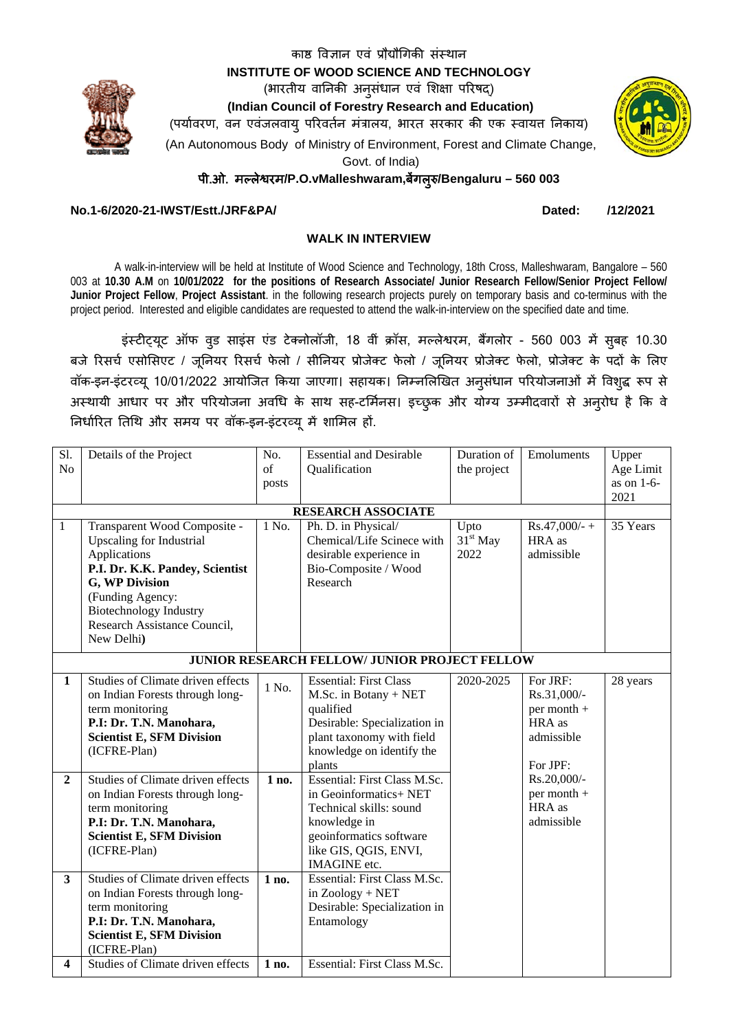काष्ठ विज्ञान एवं प्रौद्योगिकी संस्थान

**INSTITUTE OF WOOD SCIENCE AND TECHNOLOGY**

(भारतीय वानिकी अनुसंधान एवं शिक्षा परिषद्)

**(Indian Council of Forestry Research and Education)**

(पर्यावरण, वन एवंजलवायु परिवर्तन मंत्रालय, भारत सरकार की एक स्वायत्त निकाय)

(An Autonomous Body of Ministry of Environment, Forest and Climate Change, Govt. of India)

**पी.ओ. मल्लेश्वरम/P.O.vMalleshwaram,बेंगलुरु/Bengaluru – 560 003**

**No.1-6/2020-21-IWST/Estt./JRF&PA/** **Dated: /12/2021**

## WALK IN INTERVIEW

A walk-in-interview will be held at Institute of Wood Science and Technology, 18th Cross, Malleshwaram, Bangalore – 560 003 at **10.30 A.M** on **10/01/2022 for the positions of Research Associate/ Junior Research Fellow/Senior Project Fellow/ Junior Project Fellow**, **Project Assistant**. in the following research projects purely on temporary basis and co-terminus with the project period. Interested and eligible candidates are requested to attend the walk-in-interview on the specified date and time.

इंस्टीट्यूट ऑफ वुड साइंस एंड टेक्नोलॉजी, 18 वीं क्रॉस, मल्लेश्वरम, बैंगलोर - 560 003 में सुबह 10.30 बजे रिसर्च एसोसिएट / जूनियर रिसर्च फेलो / सीनियर प्रोजेक्ट फेलो / जूनियर प्रोजेक्ट फेलो, प्रोजेक्ट के पदों के लिए वॉक-इन-इंटरव्यू 10/01/2022 आयोजित किया जाएगा। सहायक। निम्नलिखित अनुसंधान परियोजनाओं में विशुद्ध रूप से अस्थायी आधार पर और परियोजना अवधि के साथ सह-टर्मिनस। इच्छुक और योग्य उम्मीदवारों से अनुरोध है कि वे निर्धारित तिथि और समय पर वॉक-इन-इंटरव्यू में शामिल हों.

| Sl. No | Details of the Project | No. of posts | Essential and Desirable Qualification | Duration of the project | Emoluments | Upper Age Limit as on 1-6-2021 |
|---|---|---|---|---|---|---|
| | | | **RESEARCH ASSOCIATE** | | | |
| 1 | Transparent Wood Composite - Upscaling for Industrial Applications **P.I. Dr. K.K. Pandey, Scientist G, WP Division** (Funding Agency: Biotechnology Industry Research Assistance Council, New Delhi**)** | 1 No. | Ph. D. in Physical/ Chemical/Life Scinece with desirable experience in Bio-Composite / Wood Research | Upto 31st May 2022 | Rs.47,000/- + HRA as admissible | 35 Years |
| | | | **JUNIOR RESEARCH FELLOW/ JUNIOR PROJECT FELLOW** | | | |
| **1** | Studies of Climate driven effects on Indian Forests through long-term monitoring **P.I: Dr. T.N. Manohara, Scientist E, SFM Division** (ICFRE-Plan) | 1 No. | Essential: First Class M.Sc. in Botany + NET qualified Desirable: Specialization in plant taxonomy with field knowledge on identify the plants | 2020-2025 | For JRF: Rs.31,000/- per month + HRA as admissible For JPF: Rs.20,000/- per month + HRA as admissible | 28 years |
| **2** | Studies of Climate driven effects on Indian Forests through long-term monitoring **P.I: Dr. T.N. Manohara, Scientist E, SFM Division** (ICFRE-Plan) | **1 no.** | Essential: First Class M.Sc. in Geoinformatics+ NET Technical skills: sound knowledge in geoinformatics software like GIS, QGIS, ENVI, IMAGINE etc. | | | |
| **3** | Studies of Climate driven effects on Indian Forests through long-term monitoring **P.I: Dr. T.N. Manohara, Scientist E, SFM Division** (ICFRE-Plan) | **1 no.** | Essential: First Class M.Sc. in Zoology + NET Desirable: Specialization in Entamology | | | |
| **4** | Studies of Climate driven effects | **1 no.** | Essential: First Class M.Sc. | | | |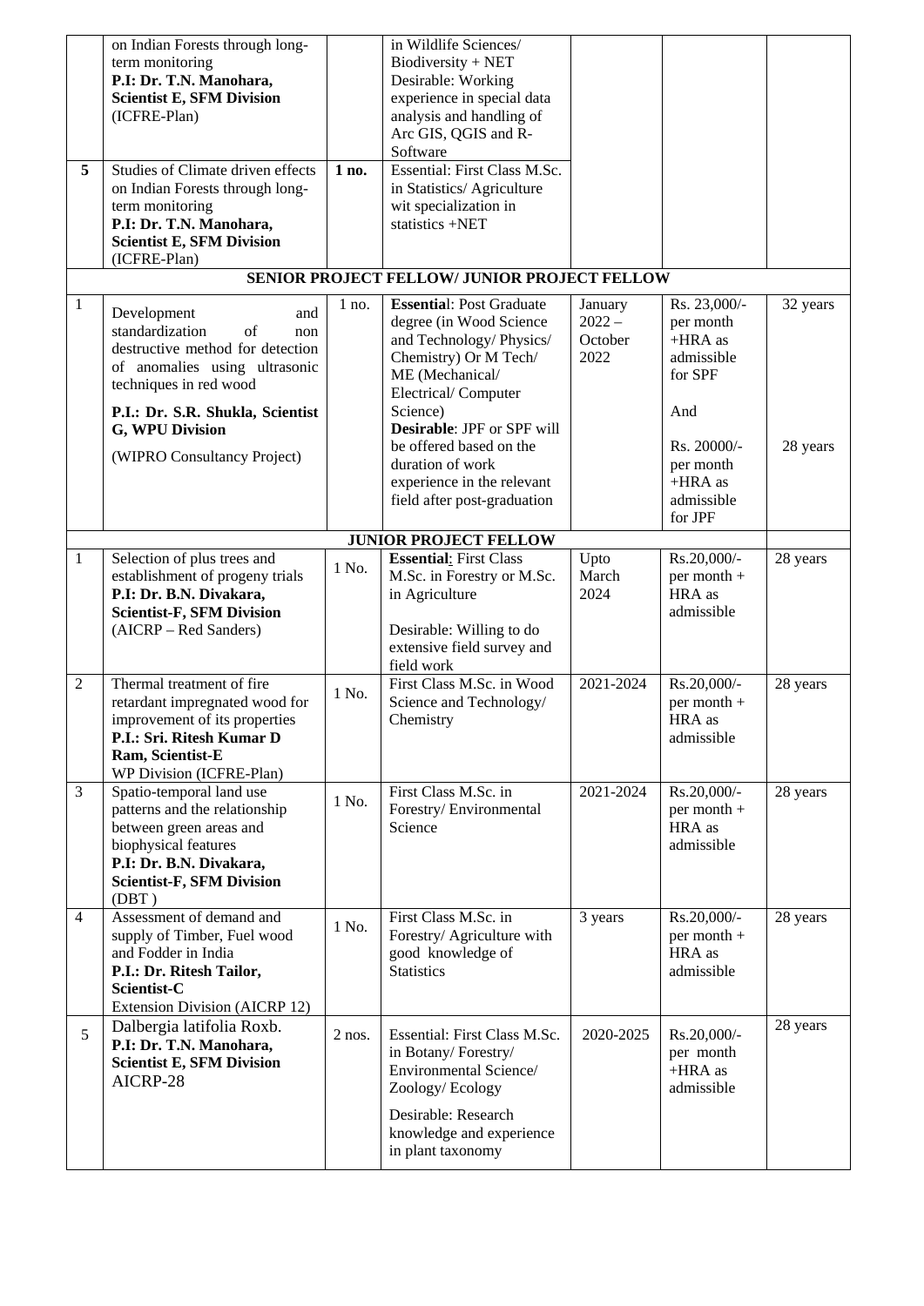| | | | | | | |
|---|---|---|---|---|---|---|
| | on Indian Forests through long-term monitoring **P.I: Dr. T.N. Manohara, Scientist E, SFM Division** (ICFRE-Plan) | | in Wildlife Sciences/ Biodiversity + NET Desirable: Working experience in special data analysis and handling of Arc GIS, QGIS and R-Software | | | |
| **5** | Studies of Climate driven effects on Indian Forests through long-term monitoring **P.I: Dr. T.N. Manohara, Scientist E, SFM Division** (ICFRE-Plan) | **1 no.** | Essential: First Class M.Sc. in Statistics/ Agriculture wit specialization in statistics +NET | | | |
| | | | **SENIOR PROJECT FELLOW/ JUNIOR PROJECT FELLOW** | | | |
| 1 | Development and standardization of non destructive method for detection of anomalies using ultrasonic techniques in red wood **P.I.: Dr. S.R. Shukla, Scientist G, WPU Division** (WIPRO Consultancy Project) | 1 no. | **Essentia**l: Post Graduate degree (in Wood Science and Technology/ Physics/ Chemistry) Or M Tech/ ME (Mechanical/ Electrical/ Computer Science) **Desirable**: JPF or SPF will be offered based on the duration of work experience in the relevant field after post-graduation | January 2022 – October 2022 | Rs. 23,000/- per month +HRA as admissible for SPF And Rs. 20000/- per month +HRA as admissible for JPF | 32 years 28 years |
| | | | **JUNIOR PROJECT FELLOW** | | | |
| 1 | Selection of plus trees and establishment of progeny trials **P.I: Dr. B.N. Divakara, Scientist-F, SFM Division** (AICRP – Red Sanders) | 1 No. | **Essential**: First Class M.Sc. in Forestry or M.Sc. in Agriculture Desirable: Willing to do extensive field survey and field work | Upto March 2024 | Rs.20,000/- per month + HRA as admissible | 28 years |
| 2 | Thermal treatment of fire retardant impregnated wood for improvement of its properties **P.I.: Sri. Ritesh Kumar D Ram, Scientist-E** WP Division (ICFRE-Plan) | 1 No. | First Class M.Sc. in Wood Science and Technology/ Chemistry | 2021-2024 | Rs.20,000/- per month + HRA as admissible | 28 years |
| 3 | Spatio-temporal land use patterns and the relationship between green areas and biophysical features **P.I: Dr. B.N. Divakara, Scientist-F, SFM Division** (DBT ) | 1 No. | First Class M.Sc. in Forestry/ Environmental Science | 2021-2024 | Rs.20,000/- per month + HRA as admissible | 28 years |
| 4 | Assessment of demand and supply of Timber, Fuel wood and Fodder in India **P.I.: Dr. Ritesh Tailor, Scientist-C** Extension Division (AICRP 12) | 1 No. | First Class M.Sc. in Forestry/ Agriculture with good knowledge of Statistics | 3 years | Rs.20,000/- per month + HRA as admissible | 28 years |
| 5 | Dalbergia latifolia Roxb. **P.I: Dr. T.N. Manohara, Scientist E, SFM Division** AICRP-28 | 2 nos. | Essential: First Class M.Sc. in Botany/ Forestry/ Environmental Science/ Zoology/ Ecology Desirable: Research knowledge and experience in plant taxonomy | 2020-2025 | Rs.20,000/- per month +HRA as admissible | 28 years |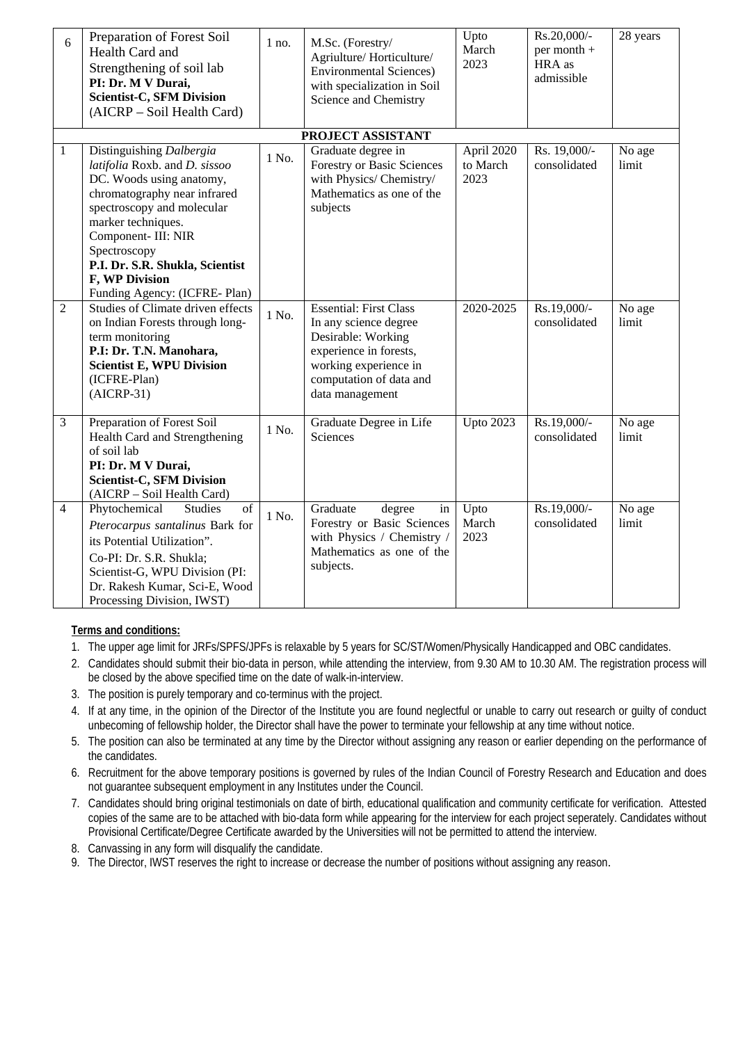| 6 | Preparation of Forest Soil Health Card and Strengthening of soil lab **PI: Dr. M V Durai, Scientist-C, SFM Division** (AICRP – Soil Health Card) | 1 no. | M.Sc. (Forestry/ Agriulture/ Horticulture/ Environmental Sciences) with specialization in Soil Science and Chemistry | Upto March 2023 | Rs.20,000/- per month + HRA as admissible | 28 years |
|---|---|---|---|---|---|---|
| | | | **PROJECT ASSISTANT** | | | |
| 1 | Distinguishing *Dalbergia latifolia* Roxb. and *D. sissoo* DC. Woods using anatomy, chromatography near infrared spectroscopy and molecular marker techniques. Component- III: NIR Spectroscopy **P.I. Dr. S.R. Shukla, Scientist F, WP Division** Funding Agency: (ICFRE- Plan) | 1 No. | Graduate degree in Forestry or Basic Sciences with Physics/ Chemistry/ Mathematics as one of the subjects | April 2020 to March 2023 | Rs. 19,000/- consolidated | No age limit |
| 2 | Studies of Climate driven effects on Indian Forests through long-term monitoring **P.I: Dr. T.N. Manohara, Scientist E, WPU Division** (ICFRE-Plan) (AICRP-31) | 1 No. | Essential: First Class In any science degree Desirable: Working experience in forests, working experience in computation of data and data management | 2020-2025 | Rs.19,000/- consolidated | No age limit |
| 3 | Preparation of Forest Soil Health Card and Strengthening of soil lab **PI: Dr. M V Durai, Scientist-C, SFM Division** (AICRP – Soil Health Card) | 1 No. | Graduate Degree in Life Sciences | Upto 2023 | Rs.19,000/- consolidated | No age limit |
| 4 | Phytochemical Studies of *Pterocarpus santalinus* Bark for its Potential Utilization". Co-PI: Dr. S.R. Shukla; Scientist-G, WPU Division (PI: Dr. Rakesh Kumar, Sci-E, Wood Processing Division, IWST) | 1 No. | Graduate degree in Forestry or Basic Sciences with Physics / Chemistry / Mathematics as one of the subjects. | Upto March 2023 | Rs.19,000/- consolidated | No age limit |

**Terms and conditions:**

1. The upper age limit for JRFs/SPFS/JPFs is relaxable by 5 years for SC/ST/Women/Physically Handicapped and OBC candidates.
2. Candidates should submit their bio-data in person, while attending the interview, from 9.30 AM to 10.30 AM. The registration process will be closed by the above specified time on the date of walk-in-interview.
3. The position is purely temporary and co-terminus with the project.
4. If at any time, in the opinion of the Director of the Institute you are found neglectful or unable to carry out research or guilty of conduct unbecoming of fellowship holder, the Director shall have the power to terminate your fellowship at any time without notice.
5. The position can also be terminated at any time by the Director without assigning any reason or earlier depending on the performance of the candidates.
6. Recruitment for the above temporary positions is governed by rules of the Indian Council of Forestry Research and Education and does not guarantee subsequent employment in any Institutes under the Council.
7. Candidates should bring original testimonials on date of birth, educational qualification and community certificate for verification. Attested copies of the same are to be attached with bio-data form while appearing for the interview for each project seperately. Candidates without Provisional Certificate/Degree Certificate awarded by the Universities will not be permitted to attend the interview.
8. Canvassing in any form will disqualify the candidate.
9. The Director, IWST reserves the right to increase or decrease the number of positions without assigning any reason.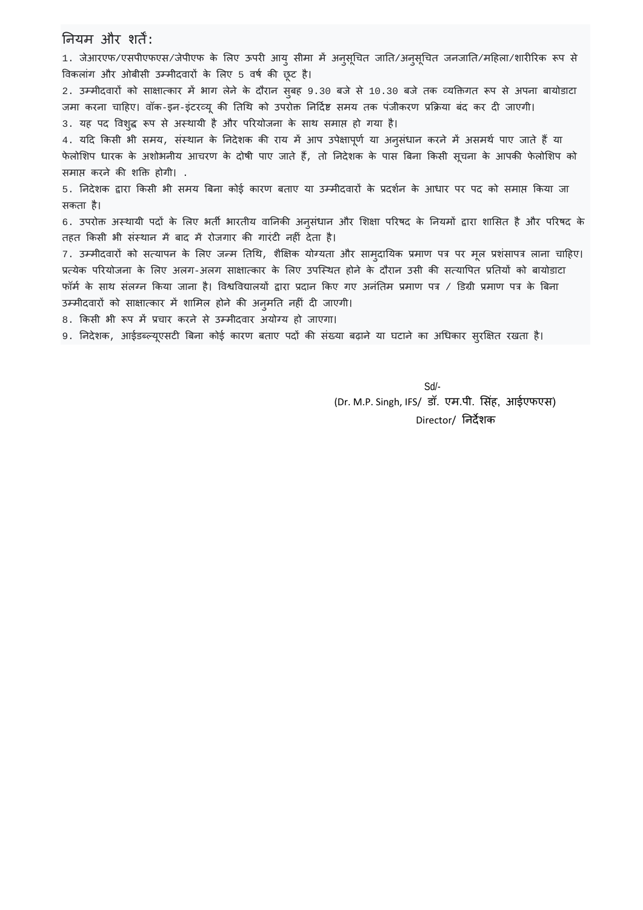## नियम और शर्तें:

1. जेआरएफ/एसपीएफएस/जेपीएफ के लिए ऊपरी आयु सीमा में अनुसूचित जाति/अनुसूचित जनजाति/महिला/शारीरिक रूप से विकलांग और ओबीसी उम्मीदवारों के लिए 5 वर्ष की छूट है।
2. उम्मीदवारों को साक्षात्कार में भाग लेने के दौरान सुबह 9.30 बजे से 10.30 बजे तक व्यक्तिगत रूप से अपना बायोडाटा जमा करना चाहिए। वॉक-इन-इंटरव्यू की तिथि को उपरोक्त निर्दिष्ट समय तक पंजीकरण प्रक्रिया बंद कर दी जाएगी।
3. यह पद विशुद्ध रूप से अस्थायी है और परियोजना के साथ समाप्त हो गया है।
4. यदि किसी भी समय, संस्थान के निदेशक की राय में आप उपेक्षापूर्ण या अनुसंधान करने में असमर्थ पाए जाते हैं या फेलोशिप धारक के अशोभनीय आचरण के दोषी पाए जाते हैं, तो निदेशक के पास बिना किसी सूचना के आपकी फेलोशिप को समाप्त करने की शक्ति होगी। .
5. निदेशक द्वारा किसी भी समय बिना कोई कारण बताए या उम्मीदवारों के प्रदर्शन के आधार पर पद को समाप्त किया जा सकता है।
6. उपरोक्त अस्थायी पदों के लिए भर्ती भारतीय वानिकी अनुसंधान और शिक्षा परिषद के नियमों द्वारा शासित है और परिषद के तहत किसी भी संस्थान में बाद में रोजगार की गारंटी नहीं देता है।
7. उम्मीदवारों को सत्यापन के लिए जन्म तिथि, शैक्षिक योग्यता और सामुदायिक प्रमाण पत्र पर मूल प्रशंसापत्र लाना चाहिए। प्रत्येक परियोजना के लिए अलग-अलग साक्षात्कार के लिए उपस्थित होने के दौरान उसी की सत्यापित प्रतियों को बायोडाटा फॉर्म के साथ संलग्न किया जाना है। विश्वविद्यालयों द्वारा प्रदान किए गए अनंतिम प्रमाण पत्र / डिग्री प्रमाण पत्र के बिना उम्मीदवारों को साक्षात्कार में शामिल होने की अनुमति नहीं दी जाएगी।
8. किसी भी रूप में प्रचार करने से उम्मीदवार अयोग्य हो जाएगा।
9. निदेशक, आईडब्ल्यूएसटी बिना कोई कारण बताए पदों की संख्या बढ़ाने या घटाने का अधिकार सुरक्षित रखता है।

Sd/-
(Dr. M.P. Singh, IFS/ डॉ. एम.पी. सिंह, आईएफएस)
Director/ निर्देशक